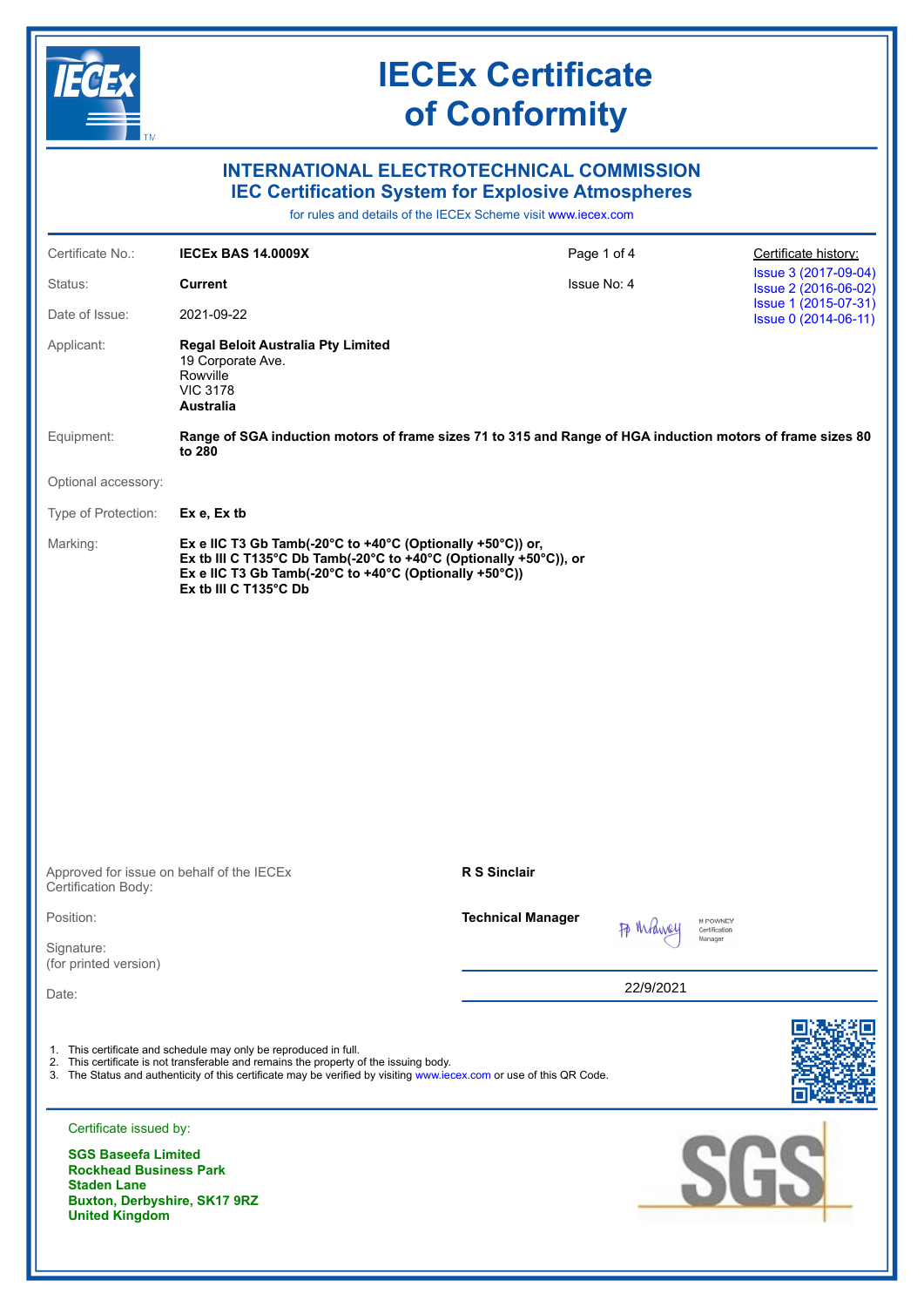# IECEx Certificate of Conformity

## INTERNATIONAL ELECTROTECHNICAL COMMISSION
## IEC Certification System for Explosive Atmospheres

for rules and details of the IECEx Scheme visit www.iecex.com

| | | | |
|---|---|---|---|
| Certificate No.: | **IECEx BAS 14.0009X** | Page 1 of 4 | Certificate history: |
| Status: | **Current** | Issue No: 4 | Issue 3 (2017-09-04)<br>Issue 2 (2016-06-02)<br>Issue 1 (2015-07-31)<br>Issue 0 (2014-06-11) |
| Date of Issue: | 2021-09-22 | | |

Applicant: **Regal Beloit Australia Pty Limited**
19 Corporate Ave.
Rowville
VIC 3178
**Australia**

Equipment: **Range of SGA induction motors of frame sizes 71 to 315 and Range of HGA induction motors of frame sizes 80 to 280**

Optional accessory:

Type of Protection: **Ex e, Ex tb**

Marking:
**Ex e IIC T3 Gb Tamb(-20°C to +40°C (Optionally +50°C)) or,**
**Ex tb III C T135°C Db Tamb(-20°C to +40°C (Optionally +50°C)), or**
**Ex e IIC T3 Gb Tamb(-20°C to +40°C (Optionally +50°C))**
**Ex tb III C T135°C Db**

Approved for issue on behalf of the IECEx Certification Body: **R S Sinclair**

Position: **Technical Manager**

Signature: (for printed version)

Date: 22/9/2021

1. This certificate and schedule may only be reproduced in full.
2. This certificate is not transferable and remains the property of the issuing body.
3. The Status and authenticity of this certificate may be verified by visiting www.iecex.com or use of this QR Code.

Certificate issued by:

**SGS Baseefa Limited**
**Rockhead Business Park**
**Staden Lane**
**Buxton, Derbyshire, SK17 9RZ**
**United Kingdom**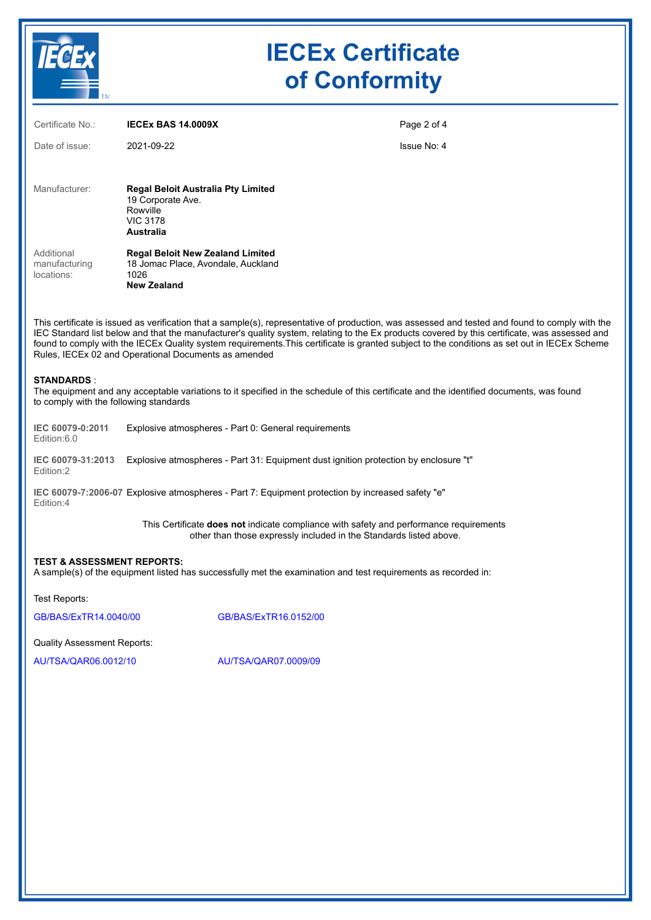# IECEx Certificate of Conformity

| | | |
|---|---|---|
| Certificate No.: | **IECEx BAS 14.0009X** | |
| Date of issue: | 2021-09-22 | Issue No: 4 |

Manufacturer: **Regal Beloit Australia Pty Limited**
19 Corporate Ave.
Rowville
VIC 3178
**Australia**

Additional manufacturing locations: **Regal Beloit New Zealand Limited**
18 Jomac Place, Avondale, Auckland
1026
**New Zealand**

This certificate is issued as verification that a sample(s), representative of production, was assessed and tested and found to comply with the IEC Standard list below and that the manufacturer's quality system, relating to the Ex products covered by this certificate, was assessed and found to comply with the IECEx Quality system requirements.This certificate is granted subject to the conditions as set out in IECEx Scheme Rules, IECEx 02 and Operational Documents as amended

**STANDARDS** :
The equipment and any acceptable variations to it specified in the schedule of this certificate and the identified documents, was found to comply with the following standards

**IEC 60079-0:2011** Edition:6.0 — Explosive atmospheres - Part 0: General requirements

**IEC 60079-31:2013** Edition:2 — Explosive atmospheres - Part 31: Equipment dust ignition protection by enclosure "t"

**IEC 60079-7:2006-07** Edition:4 — Explosive atmospheres - Part 7: Equipment protection by increased safety "e"

This Certificate **does not** indicate compliance with safety and performance requirements other than those expressly included in the Standards listed above.

**TEST & ASSESSMENT REPORTS:**
A sample(s) of the equipment listed has successfully met the examination and test requirements as recorded in:

Test Reports:

GB/BAS/ExTR14.0040/00 GB/BAS/ExTR16.0152/00

Quality Assessment Reports:

AU/TSA/QAR06.0012/10 AU/TSA/QAR07.0009/09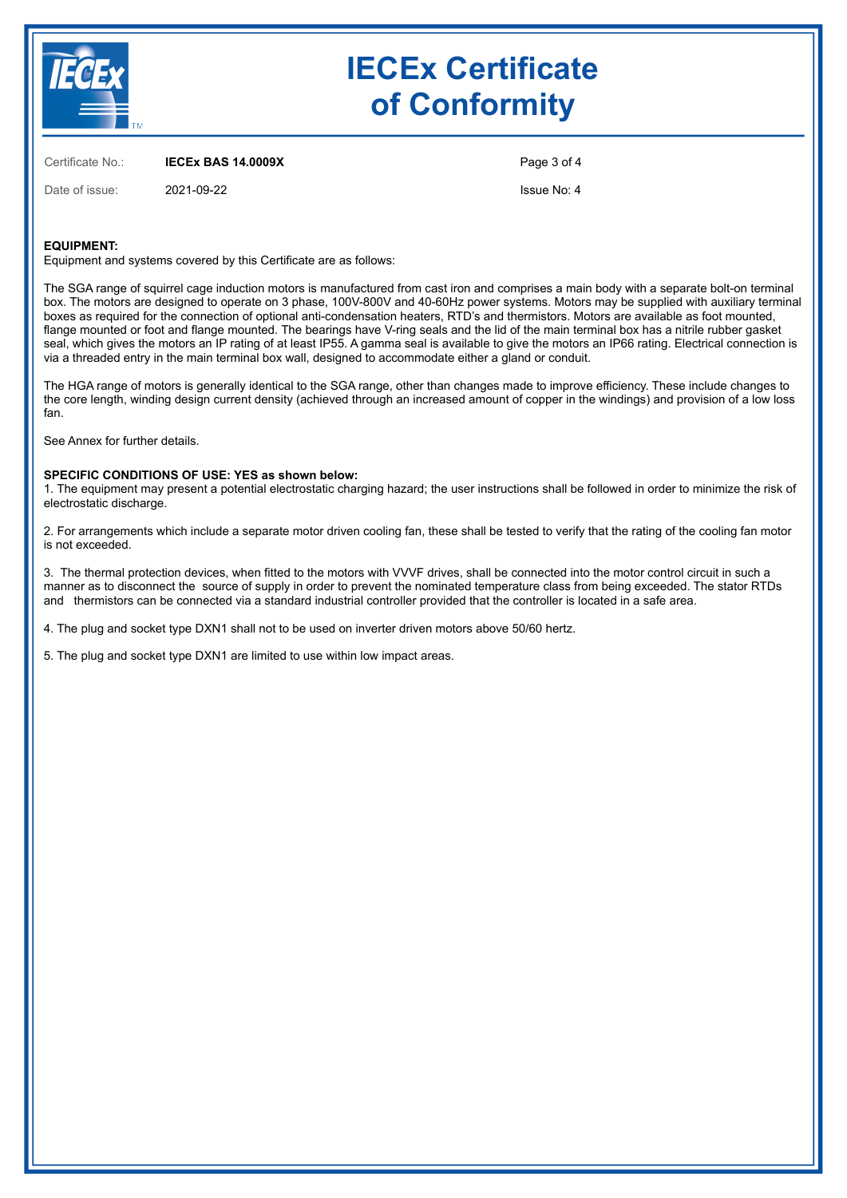# IECEx Certificate of Conformity

Certificate No.: **IECEx BAS 14.0009X**

Date of issue: 2021-09-22

Issue No: 4

**EQUIPMENT:**
Equipment and systems covered by this Certificate are as follows:

The SGA range of squirrel cage induction motors is manufactured from cast iron and comprises a main body with a separate bolt-on terminal box. The motors are designed to operate on 3 phase, 100V-800V and 40-60Hz power systems. Motors may be supplied with auxiliary terminal boxes as required for the connection of optional anti-condensation heaters, RTD's and thermistors. Motors are available as foot mounted, flange mounted or foot and flange mounted. The bearings have V-ring seals and the lid of the main terminal box has a nitrile rubber gasket seal, which gives the motors an IP rating of at least IP55. A gamma seal is available to give the motors an IP66 rating. Electrical connection is via a threaded entry in the main terminal box wall, designed to accommodate either a gland or conduit.

The HGA range of motors is generally identical to the SGA range, other than changes made to improve efficiency. These include changes to the core length, winding design current density (achieved through an increased amount of copper in the windings) and provision of a low loss fan.

See Annex for further details.

**SPECIFIC CONDITIONS OF USE: YES as shown below:**
1. The equipment may present a potential electrostatic charging hazard; the user instructions shall be followed in order to minimize the risk of electrostatic discharge.

2. For arrangements which include a separate motor driven cooling fan, these shall be tested to verify that the rating of the cooling fan motor is not exceeded.

3. The thermal protection devices, when fitted to the motors with VVVF drives, shall be connected into the motor control circuit in such a manner as to disconnect the source of supply in order to prevent the nominated temperature class from being exceeded. The stator RTDs and thermistors can be connected via a standard industrial controller provided that the controller is located in a safe area.

4. The plug and socket type DXN1 shall not to be used on inverter driven motors above 50/60 hertz.

5. The plug and socket type DXN1 are limited to use within low impact areas.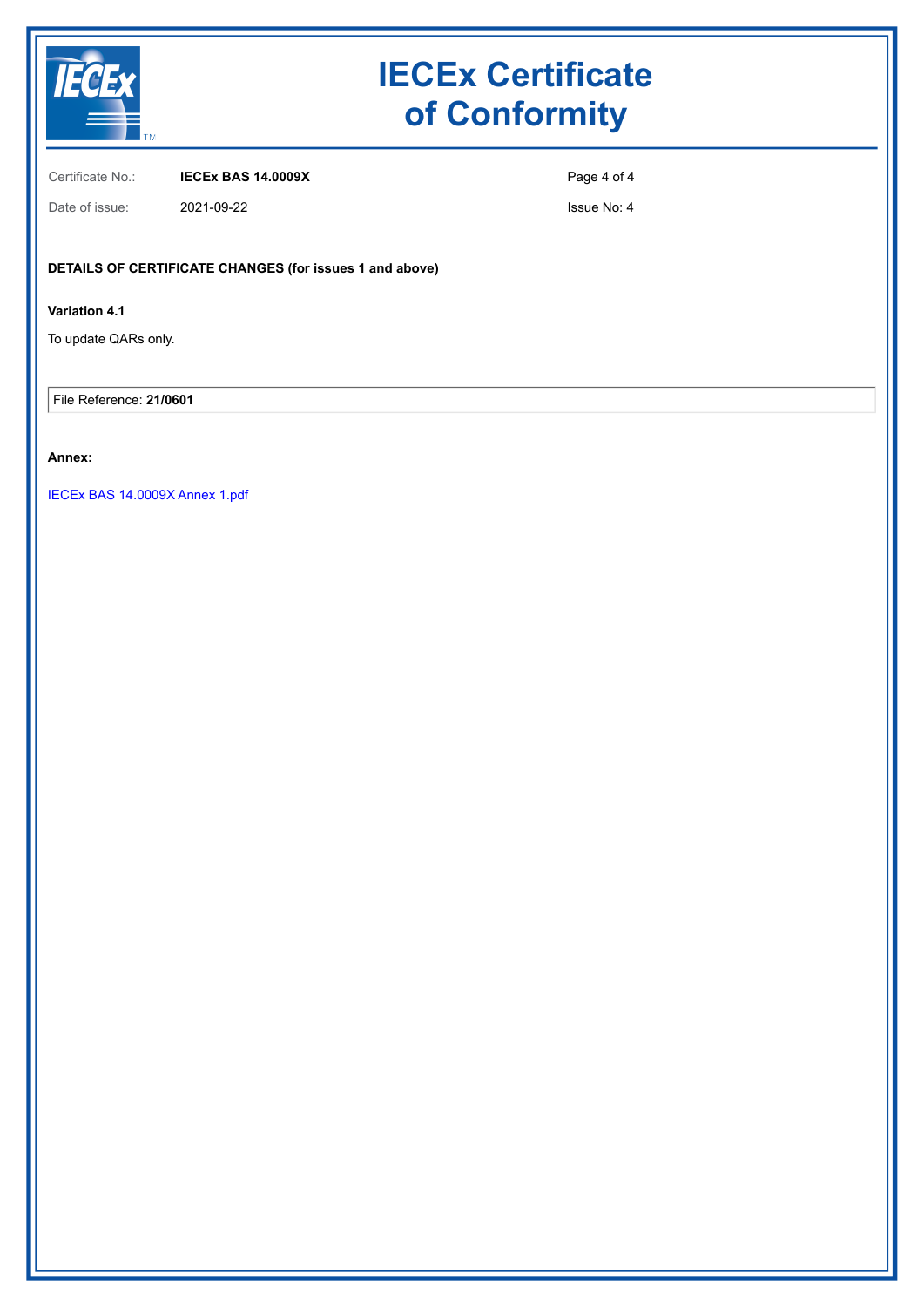# IECEx Certificate of Conformity

Certificate No.: **IECEx BAS 14.0009X**

Date of issue: 2021-09-22

Issue No: 4

**DETAILS OF CERTIFICATE CHANGES (for issues 1 and above)**

**Variation 4.1**

To update QARs only.

File Reference: **21/0601**

**Annex:**

IECEx BAS 14.0009X Annex 1.pdf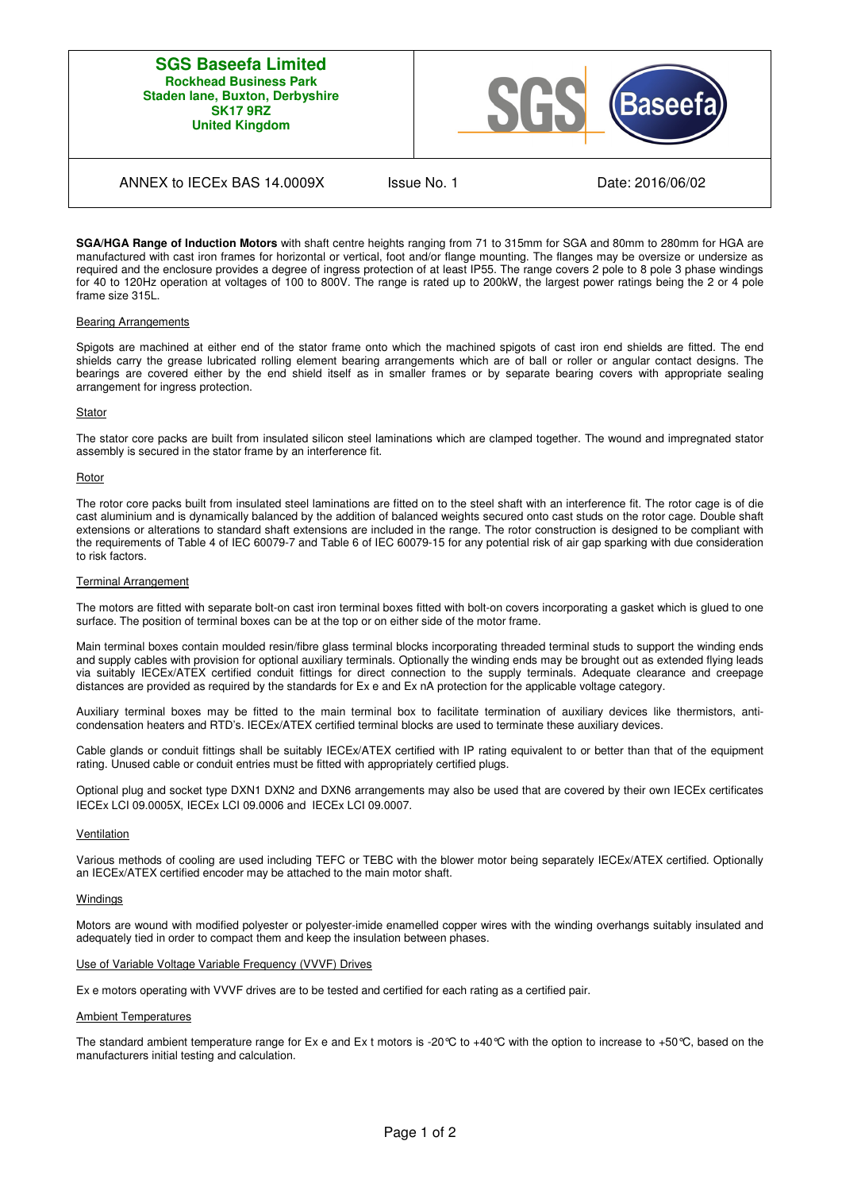**SGS Baseefa Limited**
**Rockhead Business Park**
**Staden lane, Buxton, Derbyshire**
**SK17 9RZ**
**United Kingdom**

| ANNEX to IECEx BAS 14.0009X | Issue No. 1 | Date: 2016/06/02 |
| --- | --- | --- |

**SGA/HGA Range of Induction Motors** with shaft centre heights ranging from 71 to 315mm for SGA and 80mm to 280mm for HGA are manufactured with cast iron frames for horizontal or vertical, foot and/or flange mounting. The flanges may be oversize or undersize as required and the enclosure provides a degree of ingress protection of at least IP55. The range covers 2 pole to 8 pole 3 phase windings for 40 to 120Hz operation at voltages of 100 to 800V. The range is rated up to 200kW, the largest power ratings being the 2 or 4 pole frame size 315L.

### Bearing Arrangements

Spigots are machined at either end of the stator frame onto which the machined spigots of cast iron end shields are fitted. The end shields carry the grease lubricated rolling element bearing arrangements which are of ball or roller or angular contact designs. The bearings are covered either by the end shield itself as in smaller frames or by separate bearing covers with appropriate sealing arrangement for ingress protection.

### Stator

The stator core packs are built from insulated silicon steel laminations which are clamped together. The wound and impregnated stator assembly is secured in the stator frame by an interference fit.

### Rotor

The rotor core packs built from insulated steel laminations are fitted on to the steel shaft with an interference fit. The rotor cage is of die cast aluminium and is dynamically balanced by the addition of balanced weights secured onto cast studs on the rotor cage. Double shaft extensions or alterations to standard shaft extensions are included in the range. The rotor construction is designed to be compliant with the requirements of Table 4 of IEC 60079-7 and Table 6 of IEC 60079-15 for any potential risk of air gap sparking with due consideration to risk factors.

### Terminal Arrangement

The motors are fitted with separate bolt-on cast iron terminal boxes fitted with bolt-on covers incorporating a gasket which is glued to one surface. The position of terminal boxes can be at the top or on either side of the motor frame.

Main terminal boxes contain moulded resin/fibre glass terminal blocks incorporating threaded terminal studs to support the winding ends and supply cables with provision for optional auxiliary terminals. Optionally the winding ends may be brought out as extended flying leads via suitably IECEx/ATEX certified conduit fittings for direct connection to the supply terminals. Adequate clearance and creepage distances are provided as required by the standards for Ex e and Ex nA protection for the applicable voltage category.

Auxiliary terminal boxes may be fitted to the main terminal box to facilitate termination of auxiliary devices like thermistors, anti-condensation heaters and RTD's. IECEx/ATEX certified terminal blocks are used to terminate these auxiliary devices.

Cable glands or conduit fittings shall be suitably IECEx/ATEX certified with IP rating equivalent to or better than that of the equipment rating. Unused cable or conduit entries must be fitted with appropriately certified plugs.

Optional plug and socket type DXN1 DXN2 and DXN6 arrangements may also be used that are covered by their own IECEx certificates IECEx LCI 09.0005X, IECEx LCI 09.0006 and IECEx LCI 09.0007.

### Ventilation

Various methods of cooling are used including TEFC or TEBC with the blower motor being separately IECEx/ATEX certified. Optionally an IECEx/ATEX certified encoder may be attached to the main motor shaft.

### Windings

Motors are wound with modified polyester or polyester-imide enamelled copper wires with the winding overhangs suitably insulated and adequately tied in order to compact them and keep the insulation between phases.

### Use of Variable Voltage Variable Frequency (VVVF) Drives

Ex e motors operating with VVVF drives are to be tested and certified for each rating as a certified pair.

### Ambient Temperatures

The standard ambient temperature range for Ex e and Ex t motors is -20°C to +40°C with the option to increase to +50°C, based on the manufacturers initial testing and calculation.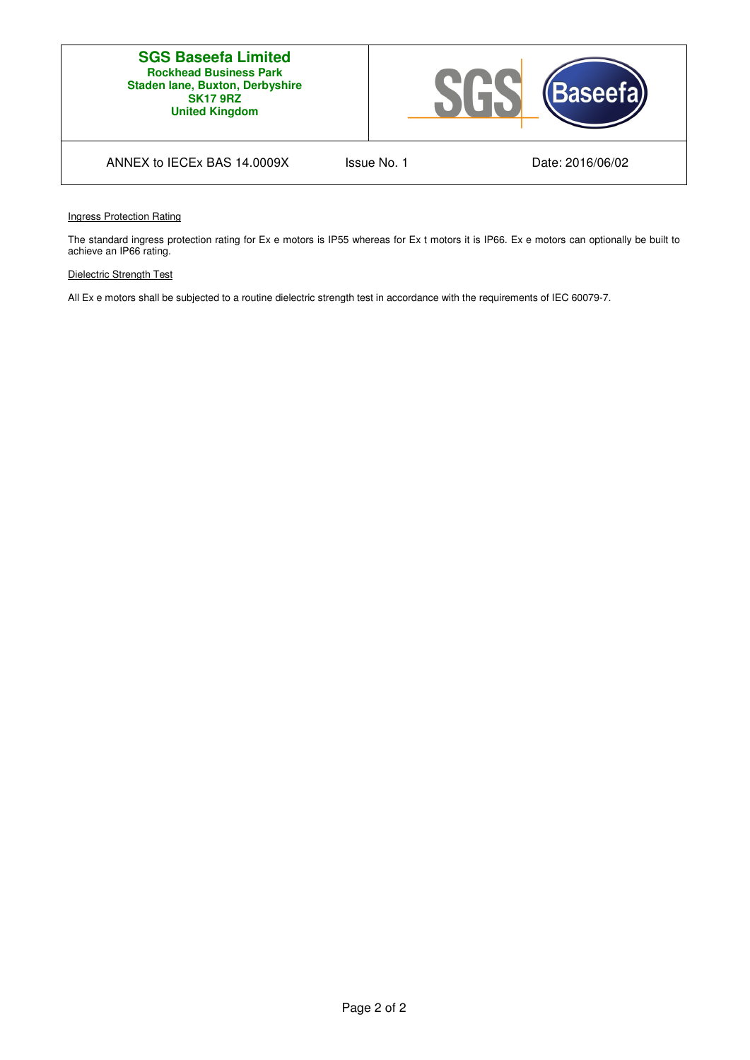Ingress Protection Rating

The standard ingress protection rating for Ex e motors is IP55 whereas for Ex t motors it is IP66. Ex e motors can optionally be built to achieve an IP66 rating.

Dielectric Strength Test

All Ex e motors shall be subjected to a routine dielectric strength test in accordance with the requirements of IEC 60079-7.